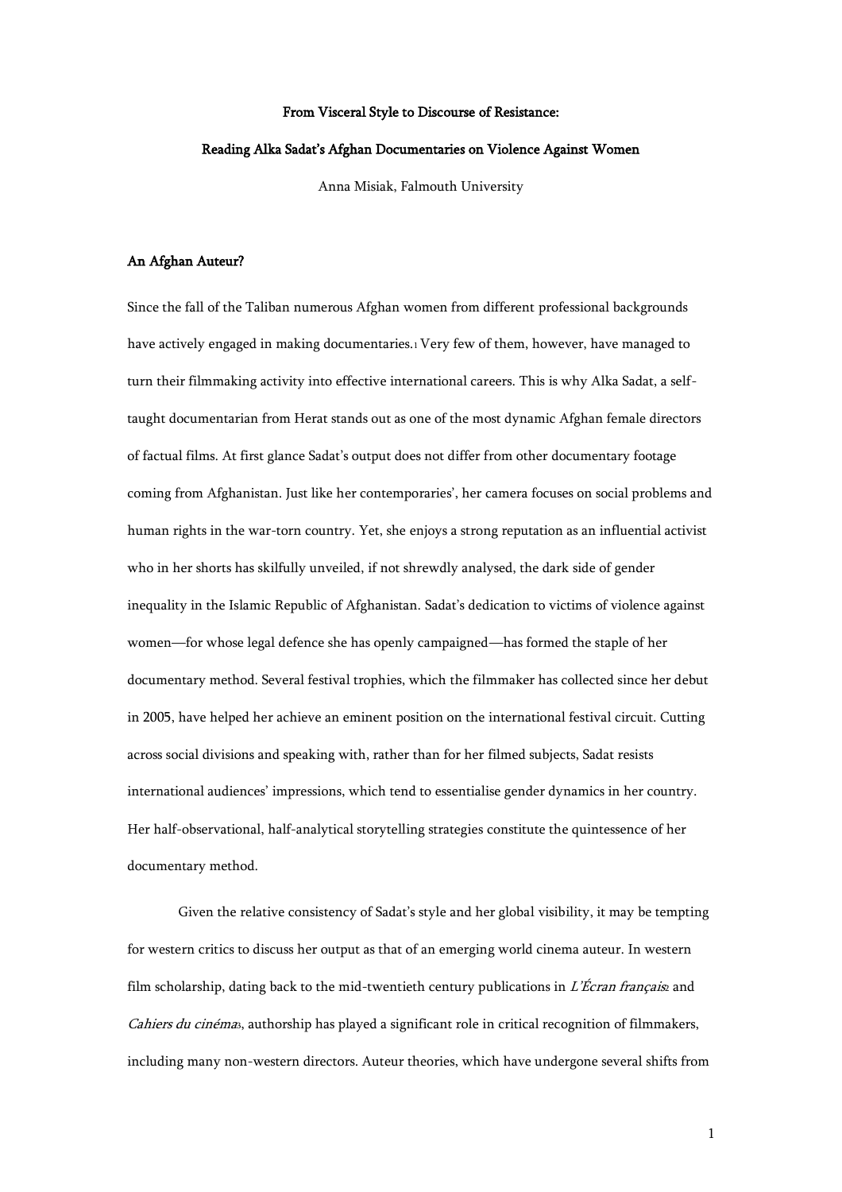# From Visceral Style to Discourse of Resistance:

# Reading Alka Sadat's Afghan Documentaries on Violence Against Women

Anna Misiak, Falmouth University

## An Afghan Auteur?

Since the fall of the Taliban numerous Afghan women from different professional backgrounds have actively engaged in making documentaries.[1] Very few of them, however, have managed to turn their filmmaking activity into effective international careers. This is why Alka Sadat, a self-taught documentarian from Herat stands out as one of the most dynamic Afghan female directors of factual films. At first glance Sadat's output does not differ from other documentary footage coming from Afghanistan. Just like her contemporaries', her camera focuses on social problems and human rights in the war-torn country. Yet, she enjoys a strong reputation as an influential activist who in her shorts has skilfully unveiled, if not shrewdly analysed, the dark side of gender inequality in the Islamic Republic of Afghanistan. Sadat's dedication to victims of violence against women—for whose legal defence she has openly campaigned—has formed the staple of her documentary method. Several festival trophies, which the filmmaker has collected since her debut in 2005, have helped her achieve an eminent position on the international festival circuit. Cutting across social divisions and speaking with, rather than for her filmed subjects, Sadat resists international audiences' impressions, which tend to essentialise gender dynamics in her country. Her half-observational, half-analytical storytelling strategies constitute the quintessence of her documentary method.

Given the relative consistency of Sadat's style and her global visibility, it may be tempting for western critics to discuss her output as that of an emerging world cinema auteur. In western film scholarship, dating back to the mid-twentieth century publications in *L'Écran français*[2] and *Cahiers du cinéma*[3], authorship has played a significant role in critical recognition of filmmakers, including many non-western directors. Auteur theories, which have undergone several shifts from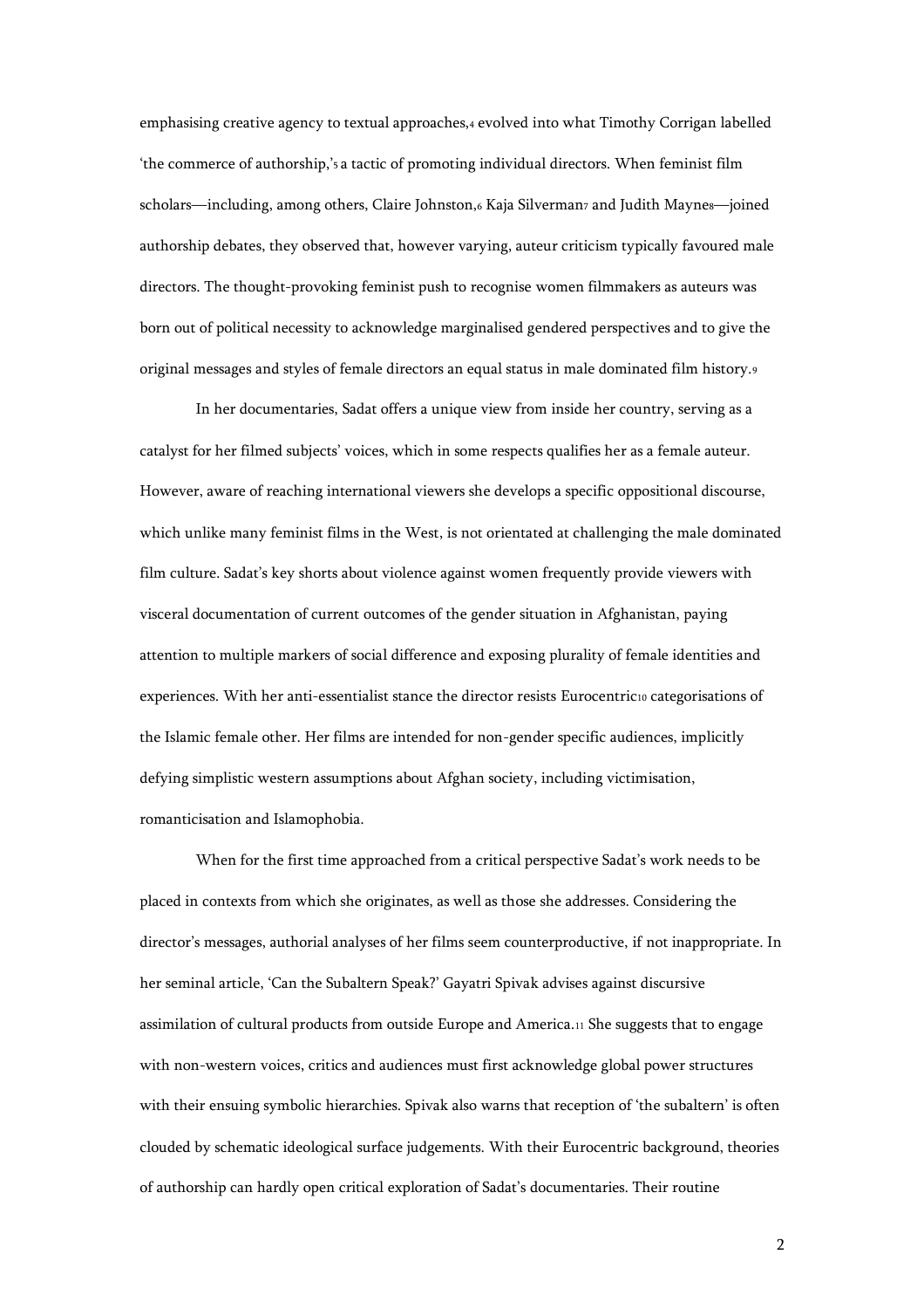emphasising creative agency to textual approaches,[4] evolved into what Timothy Corrigan labelled 'the commerce of authorship,'[5] a tactic of promoting individual directors. When feminist film scholars—including, among others, Claire Johnston,[6] Kaja Silverman[7] and Judith Mayne[8]—joined authorship debates, they observed that, however varying, auteur criticism typically favoured male directors. The thought-provoking feminist push to recognise women filmmakers as auteurs was born out of political necessity to acknowledge marginalised gendered perspectives and to give the original messages and styles of female directors an equal status in male dominated film history.[9]

In her documentaries, Sadat offers a unique view from inside her country, serving as a catalyst for her filmed subjects' voices, which in some respects qualifies her as a female auteur. However, aware of reaching international viewers she develops a specific oppositional discourse, which unlike many feminist films in the West, is not orientated at challenging the male dominated film culture. Sadat's key shorts about violence against women frequently provide viewers with visceral documentation of current outcomes of the gender situation in Afghanistan, paying attention to multiple markers of social difference and exposing plurality of female identities and experiences. With her anti-essentialist stance the director resists Eurocentric[10] categorisations of the Islamic female other. Her films are intended for non-gender specific audiences, implicitly defying simplistic western assumptions about Afghan society, including victimisation, romanticisation and Islamophobia.

When for the first time approached from a critical perspective Sadat's work needs to be placed in contexts from which she originates, as well as those she addresses. Considering the director's messages, authorial analyses of her films seem counterproductive, if not inappropriate. In her seminal article, 'Can the Subaltern Speak?' Gayatri Spivak advises against discursive assimilation of cultural products from outside Europe and America.[11] She suggests that to engage with non-western voices, critics and audiences must first acknowledge global power structures with their ensuing symbolic hierarchies. Spivak also warns that reception of 'the subaltern' is often clouded by schematic ideological surface judgements. With their Eurocentric background, theories of authorship can hardly open critical exploration of Sadat's documentaries. Their routine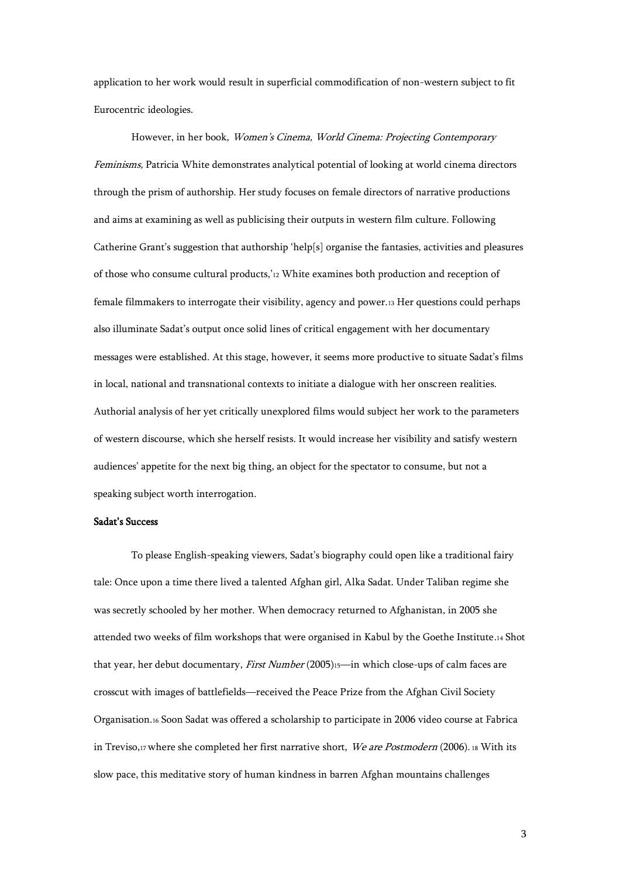application to her work would result in superficial commodification of non-western subject to fit Eurocentric ideologies.

However, in her book, *Women's Cinema, World Cinema: Projecting Contemporary Feminisms,* Patricia White demonstrates analytical potential of looking at world cinema directors through the prism of authorship. Her study focuses on female directors of narrative productions and aims at examining as well as publicising their outputs in western film culture. Following Catherine Grant's suggestion that authorship 'help[s] organise the fantasies, activities and pleasures of those who consume cultural products,'[12] White examines both production and reception of female filmmakers to interrogate their visibility, agency and power.[13] Her questions could perhaps also illuminate Sadat's output once solid lines of critical engagement with her documentary messages were established. At this stage, however, it seems more productive to situate Sadat's films in local, national and transnational contexts to initiate a dialogue with her onscreen realities. Authorial analysis of her yet critically unexplored films would subject her work to the parameters of western discourse, which she herself resists. It would increase her visibility and satisfy western audiences' appetite for the next big thing, an object for the spectator to consume, but not a speaking subject worth interrogation.

**Sadat's Success**

To please English-speaking viewers, Sadat's biography could open like a traditional fairy tale: Once upon a time there lived a talented Afghan girl, Alka Sadat. Under Taliban regime she was secretly schooled by her mother. When democracy returned to Afghanistan, in 2005 she attended two weeks of film workshops that were organised in Kabul by the Goethe Institute.[14] Shot that year, her debut documentary, *First Number* (2005)[15]—in which close-ups of calm faces are crosscut with images of battlefields—received the Peace Prize from the Afghan Civil Society Organisation.[16] Soon Sadat was offered a scholarship to participate in 2006 video course at Fabrica in Treviso,[17] where she completed her first narrative short, *We are Postmodern* (2006).[18] With its slow pace, this meditative story of human kindness in barren Afghan mountains challenges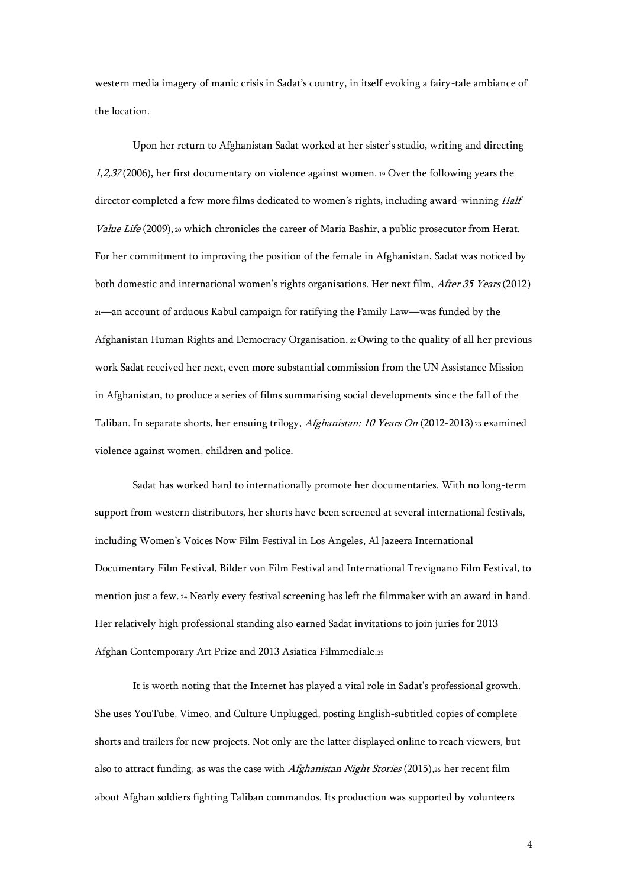western media imagery of manic crisis in Sadat's country, in itself evoking a fairy-tale ambiance of the location.

Upon her return to Afghanistan Sadat worked at her sister's studio, writing and directing *1,2,3?* (2006), her first documentary on violence against women. [19] Over the following years the director completed a few more films dedicated to women's rights, including award-winning *Half Value Life* (2009), [20] which chronicles the career of Maria Bashir, a public prosecutor from Herat. For her commitment to improving the position of the female in Afghanistan, Sadat was noticed by both domestic and international women's rights organisations. Her next film, *After 35 Years* (2012) [21]—an account of arduous Kabul campaign for ratifying the Family Law—was funded by the Afghanistan Human Rights and Democracy Organisation. [22] Owing to the quality of all her previous work Sadat received her next, even more substantial commission from the UN Assistance Mission in Afghanistan, to produce a series of films summarising social developments since the fall of the Taliban. In separate shorts, her ensuing trilogy, *Afghanistan: 10 Years On* (2012-2013) [23] examined violence against women, children and police.

Sadat has worked hard to internationally promote her documentaries. With no long-term support from western distributors, her shorts have been screened at several international festivals, including Women's Voices Now Film Festival in Los Angeles, Al Jazeera International Documentary Film Festival, Bilder von Film Festival and International Trevignano Film Festival, to mention just a few. [24] Nearly every festival screening has left the filmmaker with an award in hand. Her relatively high professional standing also earned Sadat invitations to join juries for 2013 Afghan Contemporary Art Prize and 2013 Asiatica Filmmediale.[25]

It is worth noting that the Internet has played a vital role in Sadat's professional growth. She uses YouTube, Vimeo, and Culture Unplugged, posting English-subtitled copies of complete shorts and trailers for new projects. Not only are the latter displayed online to reach viewers, but also to attract funding, as was the case with *Afghanistan Night Stories* (2015),[26] her recent film about Afghan soldiers fighting Taliban commandos. Its production was supported by volunteers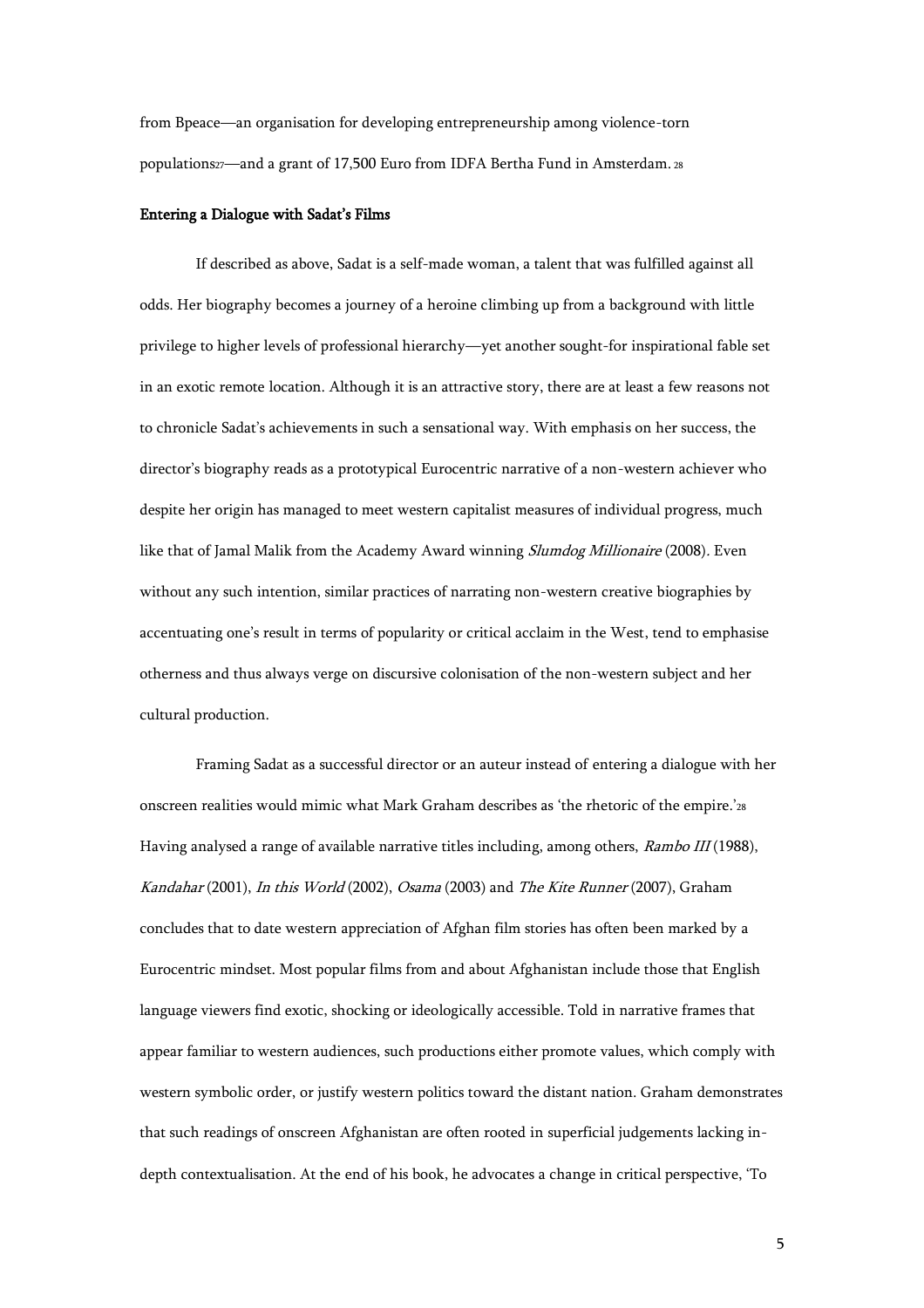from Bpeace—an organisation for developing entrepreneurship among violence-torn populations[27]—and a grant of 17,500 Euro from IDFA Bertha Fund in Amsterdam.[28]

## Entering a Dialogue with Sadat's Films

If described as above, Sadat is a self-made woman, a talent that was fulfilled against all odds. Her biography becomes a journey of a heroine climbing up from a background with little privilege to higher levels of professional hierarchy—yet another sought-for inspirational fable set in an exotic remote location. Although it is an attractive story, there are at least a few reasons not to chronicle Sadat's achievements in such a sensational way. With emphasis on her success, the director's biography reads as a prototypical Eurocentric narrative of a non-western achiever who despite her origin has managed to meet western capitalist measures of individual progress, much like that of Jamal Malik from the Academy Award winning *Slumdog Millionaire* (2008). Even without any such intention, similar practices of narrating non-western creative biographies by accentuating one's result in terms of popularity or critical acclaim in the West, tend to emphasise otherness and thus always verge on discursive colonisation of the non-western subject and her cultural production.

Framing Sadat as a successful director or an auteur instead of entering a dialogue with her onscreen realities would mimic what Mark Graham describes as 'the rhetoric of the empire.'[28] Having analysed a range of available narrative titles including, among others, *Rambo III* (1988), *Kandahar* (2001), *In this World* (2002), *Osama* (2003) and *The Kite Runner* (2007), Graham concludes that to date western appreciation of Afghan film stories has often been marked by a Eurocentric mindset. Most popular films from and about Afghanistan include those that English language viewers find exotic, shocking or ideologically accessible. Told in narrative frames that appear familiar to western audiences, such productions either promote values, which comply with western symbolic order, or justify western politics toward the distant nation. Graham demonstrates that such readings of onscreen Afghanistan are often rooted in superficial judgements lacking in-depth contextualisation. At the end of his book, he advocates a change in critical perspective, 'To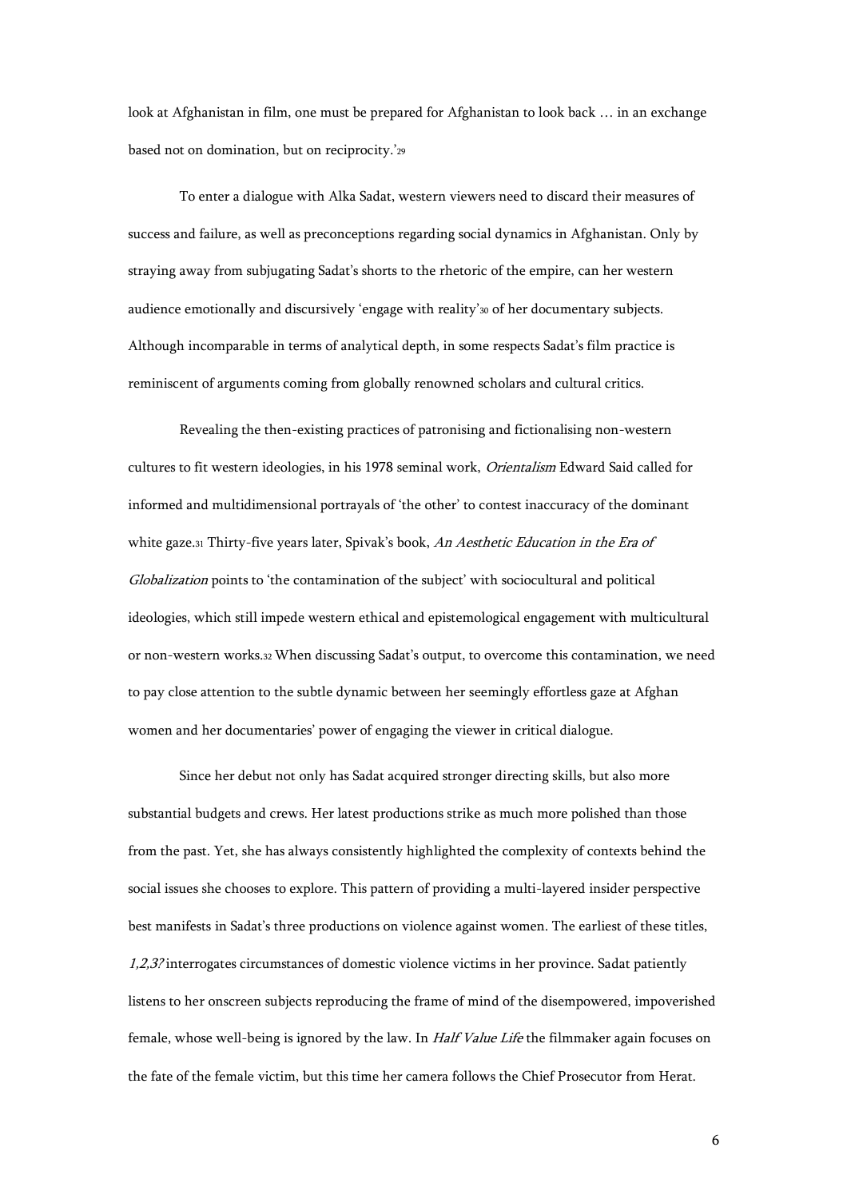look at Afghanistan in film, one must be prepared for Afghanistan to look back … in an exchange based not on domination, but on reciprocity.'[29]

To enter a dialogue with Alka Sadat, western viewers need to discard their measures of success and failure, as well as preconceptions regarding social dynamics in Afghanistan. Only by straying away from subjugating Sadat's shorts to the rhetoric of the empire, can her western audience emotionally and discursively 'engage with reality'[30] of her documentary subjects. Although incomparable in terms of analytical depth, in some respects Sadat's film practice is reminiscent of arguments coming from globally renowned scholars and cultural critics.

Revealing the then-existing practices of patronising and fictionalising non-western cultures to fit western ideologies, in his 1978 seminal work, *Orientalism* Edward Said called for informed and multidimensional portrayals of 'the other' to contest inaccuracy of the dominant white gaze.[31] Thirty-five years later, Spivak's book, *An Aesthetic Education in the Era of Globalization* points to 'the contamination of the subject' with sociocultural and political ideologies, which still impede western ethical and epistemological engagement with multicultural or non-western works.[32] When discussing Sadat's output, to overcome this contamination, we need to pay close attention to the subtle dynamic between her seemingly effortless gaze at Afghan women and her documentaries' power of engaging the viewer in critical dialogue.

Since her debut not only has Sadat acquired stronger directing skills, but also more substantial budgets and crews. Her latest productions strike as much more polished than those from the past. Yet, she has always consistently highlighted the complexity of contexts behind the social issues she chooses to explore. This pattern of providing a multi-layered insider perspective best manifests in Sadat's three productions on violence against women. The earliest of these titles, *1,2,3?* interrogates circumstances of domestic violence victims in her province. Sadat patiently listens to her onscreen subjects reproducing the frame of mind of the disempowered, impoverished female, whose well-being is ignored by the law. In *Half Value Life* the filmmaker again focuses on the fate of the female victim, but this time her camera follows the Chief Prosecutor from Herat.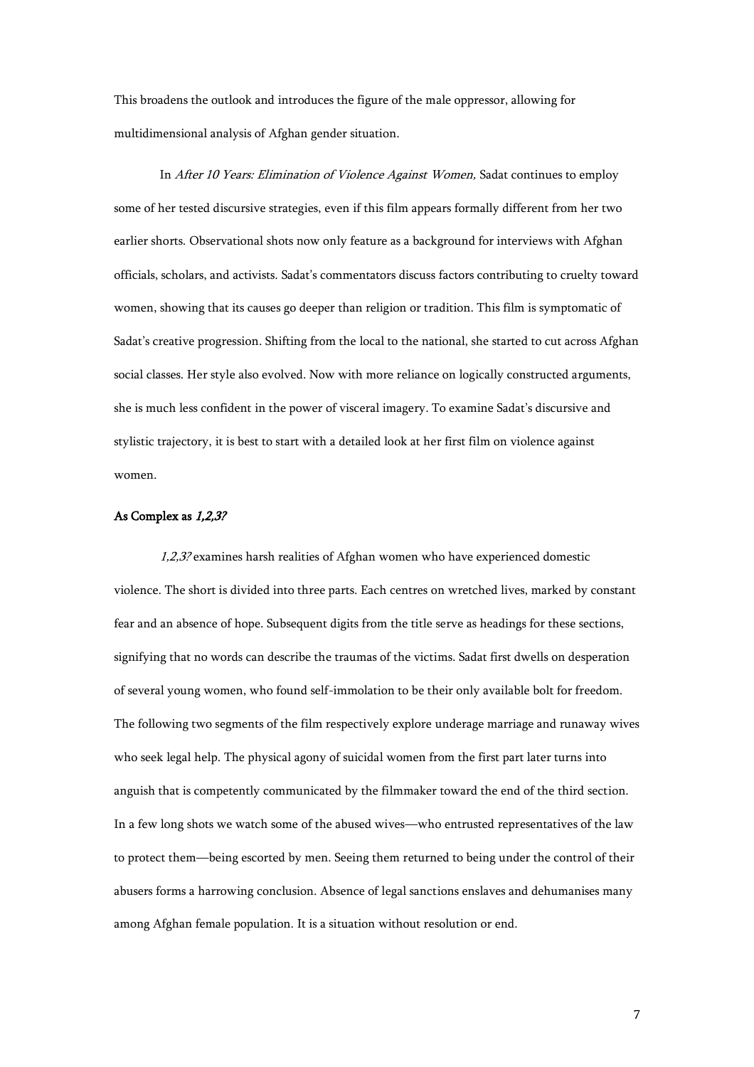This broadens the outlook and introduces the figure of the male oppressor, allowing for multidimensional analysis of Afghan gender situation.

In *After 10 Years: Elimination of Violence Against Women,* Sadat continues to employ some of her tested discursive strategies, even if this film appears formally different from her two earlier shorts. Observational shots now only feature as a background for interviews with Afghan officials, scholars, and activists. Sadat's commentators discuss factors contributing to cruelty toward women, showing that its causes go deeper than religion or tradition. This film is symptomatic of Sadat's creative progression. Shifting from the local to the national, she started to cut across Afghan social classes. Her style also evolved. Now with more reliance on logically constructed arguments, she is much less confident in the power of visceral imagery. To examine Sadat's discursive and stylistic trajectory, it is best to start with a detailed look at her first film on violence against women.

### As Complex as *1,2,3?*

*1,2,3?* examines harsh realities of Afghan women who have experienced domestic violence. The short is divided into three parts. Each centres on wretched lives, marked by constant fear and an absence of hope. Subsequent digits from the title serve as headings for these sections, signifying that no words can describe the traumas of the victims. Sadat first dwells on desperation of several young women, who found self-immolation to be their only available bolt for freedom. The following two segments of the film respectively explore underage marriage and runaway wives who seek legal help. The physical agony of suicidal women from the first part later turns into anguish that is competently communicated by the filmmaker toward the end of the third section. In a few long shots we watch some of the abused wives—who entrusted representatives of the law to protect them—being escorted by men. Seeing them returned to being under the control of their abusers forms a harrowing conclusion. Absence of legal sanctions enslaves and dehumanises many among Afghan female population. It is a situation without resolution or end.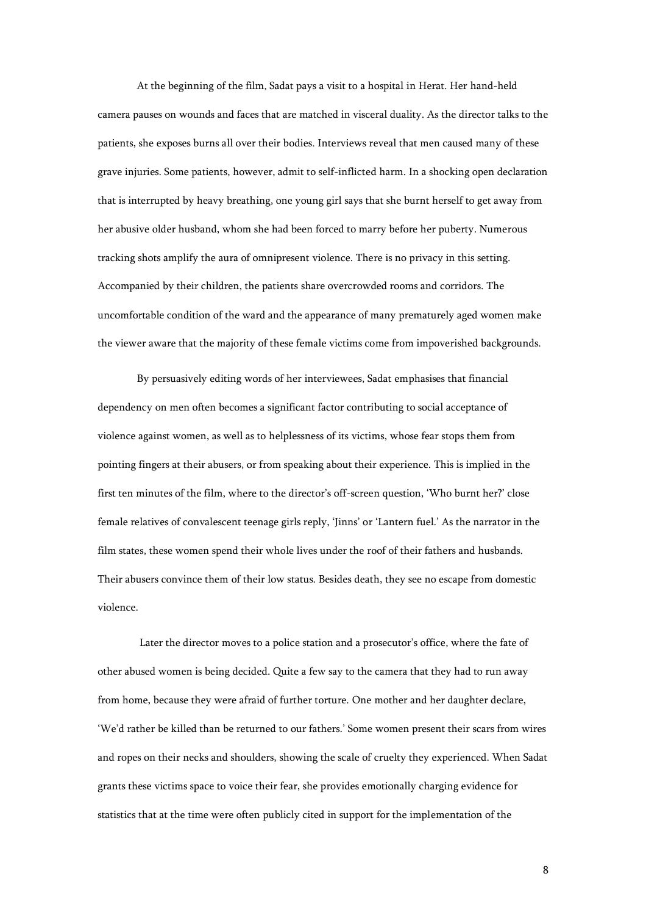At the beginning of the film, Sadat pays a visit to a hospital in Herat. Her hand-held camera pauses on wounds and faces that are matched in visceral duality. As the director talks to the patients, she exposes burns all over their bodies. Interviews reveal that men caused many of these grave injuries. Some patients, however, admit to self-inflicted harm. In a shocking open declaration that is interrupted by heavy breathing, one young girl says that she burnt herself to get away from her abusive older husband, whom she had been forced to marry before her puberty. Numerous tracking shots amplify the aura of omnipresent violence. There is no privacy in this setting. Accompanied by their children, the patients share overcrowded rooms and corridors. The uncomfortable condition of the ward and the appearance of many prematurely aged women make the viewer aware that the majority of these female victims come from impoverished backgrounds.

By persuasively editing words of her interviewees, Sadat emphasises that financial dependency on men often becomes a significant factor contributing to social acceptance of violence against women, as well as to helplessness of its victims, whose fear stops them from pointing fingers at their abusers, or from speaking about their experience. This is implied in the first ten minutes of the film, where to the director's off-screen question, 'Who burnt her?' close female relatives of convalescent teenage girls reply, 'Jinns' or 'Lantern fuel.' As the narrator in the film states, these women spend their whole lives under the roof of their fathers and husbands. Their abusers convince them of their low status. Besides death, they see no escape from domestic violence.

Later the director moves to a police station and a prosecutor's office, where the fate of other abused women is being decided. Quite a few say to the camera that they had to run away from home, because they were afraid of further torture. One mother and her daughter declare, 'We'd rather be killed than be returned to our fathers.' Some women present their scars from wires and ropes on their necks and shoulders, showing the scale of cruelty they experienced. When Sadat grants these victims space to voice their fear, she provides emotionally charging evidence for statistics that at the time were often publicly cited in support for the implementation of the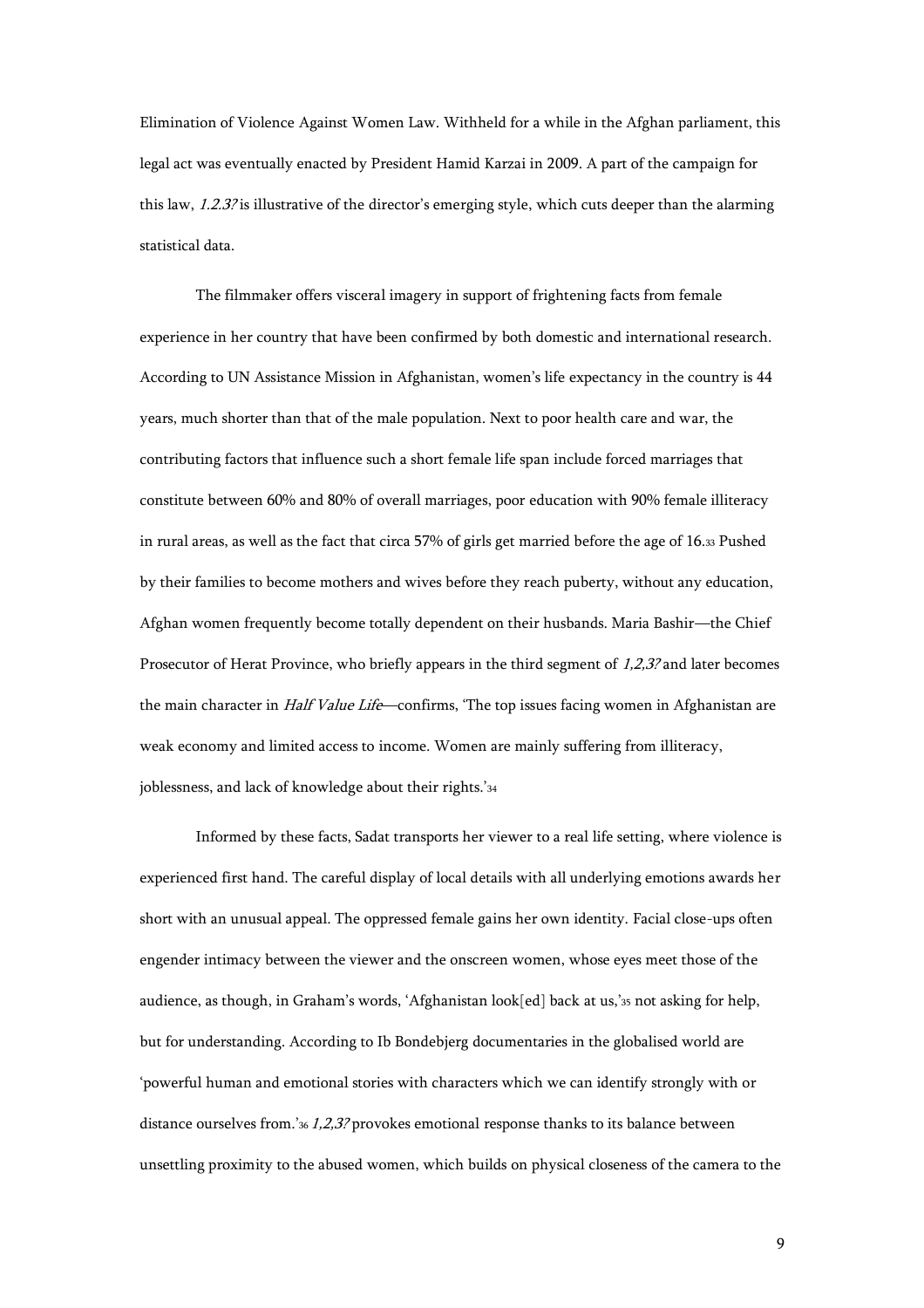Elimination of Violence Against Women Law. Withheld for a while in the Afghan parliament, this legal act was eventually enacted by President Hamid Karzai in 2009. A part of the campaign for this law, *1.2.3?* is illustrative of the director's emerging style, which cuts deeper than the alarming statistical data.

The filmmaker offers visceral imagery in support of frightening facts from female experience in her country that have been confirmed by both domestic and international research. According to UN Assistance Mission in Afghanistan, women's life expectancy in the country is 44 years, much shorter than that of the male population. Next to poor health care and war, the contributing factors that influence such a short female life span include forced marriages that constitute between 60% and 80% of overall marriages, poor education with 90% female illiteracy in rural areas, as well as the fact that circa 57% of girls get married before the age of 16.[33] Pushed by their families to become mothers and wives before they reach puberty, without any education, Afghan women frequently become totally dependent on their husbands. Maria Bashir—the Chief Prosecutor of Herat Province, who briefly appears in the third segment of *1,2,3?* and later becomes the main character in *Half Value Life*—confirms, 'The top issues facing women in Afghanistan are weak economy and limited access to income. Women are mainly suffering from illiteracy, joblessness, and lack of knowledge about their rights.'[34]

Informed by these facts, Sadat transports her viewer to a real life setting, where violence is experienced first hand. The careful display of local details with all underlying emotions awards her short with an unusual appeal. The oppressed female gains her own identity. Facial close-ups often engender intimacy between the viewer and the onscreen women, whose eyes meet those of the audience, as though, in Graham's words, 'Afghanistan look[ed] back at us,'[35] not asking for help, but for understanding. According to Ib Bondebjerg documentaries in the globalised world are 'powerful human and emotional stories with characters which we can identify strongly with or distance ourselves from.'[36] *1,2,3?* provokes emotional response thanks to its balance between unsettling proximity to the abused women, which builds on physical closeness of the camera to the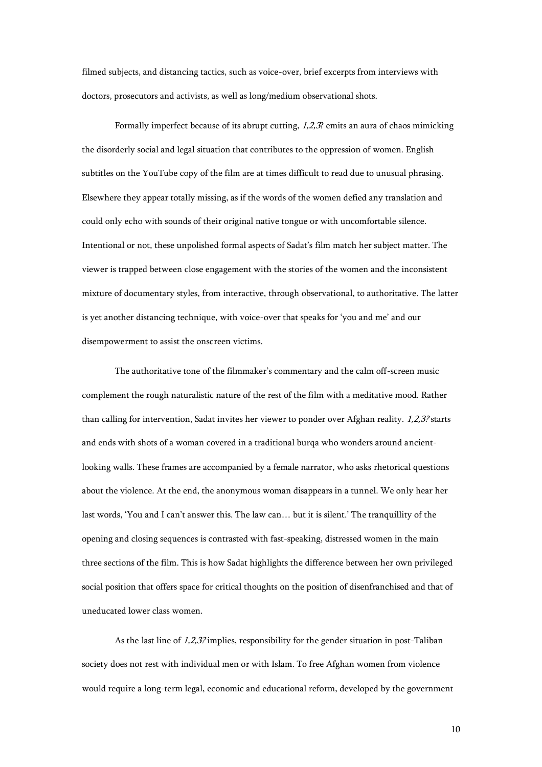filmed subjects, and distancing tactics, such as voice-over, brief excerpts from interviews with doctors, prosecutors and activists, as well as long/medium observational shots.

Formally imperfect because of its abrupt cutting, *1,2,3?* emits an aura of chaos mimicking the disorderly social and legal situation that contributes to the oppression of women. English subtitles on the YouTube copy of the film are at times difficult to read due to unusual phrasing. Elsewhere they appear totally missing, as if the words of the women defied any translation and could only echo with sounds of their original native tongue or with uncomfortable silence. Intentional or not, these unpolished formal aspects of Sadat's film match her subject matter. The viewer is trapped between close engagement with the stories of the women and the inconsistent mixture of documentary styles, from interactive, through observational, to authoritative. The latter is yet another distancing technique, with voice-over that speaks for 'you and me' and our disempowerment to assist the onscreen victims.

The authoritative tone of the filmmaker's commentary and the calm off-screen music complement the rough naturalistic nature of the rest of the film with a meditative mood. Rather than calling for intervention, Sadat invites her viewer to ponder over Afghan reality. *1,2,3?* starts and ends with shots of a woman covered in a traditional burqa who wonders around ancient-looking walls. These frames are accompanied by a female narrator, who asks rhetorical questions about the violence. At the end, the anonymous woman disappears in a tunnel. We only hear her last words, 'You and I can't answer this. The law can… but it is silent.' The tranquillity of the opening and closing sequences is contrasted with fast-speaking, distressed women in the main three sections of the film. This is how Sadat highlights the difference between her own privileged social position that offers space for critical thoughts on the position of disenfranchised and that of uneducated lower class women.

As the last line of *1,2,3?* implies, responsibility for the gender situation in post-Taliban society does not rest with individual men or with Islam. To free Afghan women from violence would require a long-term legal, economic and educational reform, developed by the government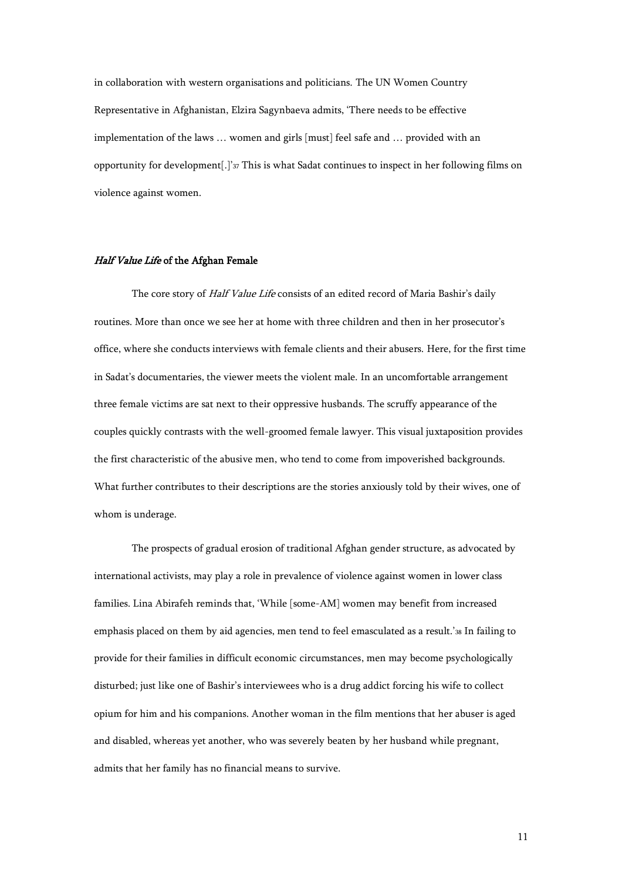in collaboration with western organisations and politicians. The UN Women Country Representative in Afghanistan, Elzira Sagynbaeva admits, 'There needs to be effective implementation of the laws … women and girls [must] feel safe and … provided with an opportunity for development[.]'[37] This is what Sadat continues to inspect in her following films on violence against women.

### *Half Value Life* of the Afghan Female

The core story of *Half Value Life* consists of an edited record of Maria Bashir's daily routines. More than once we see her at home with three children and then in her prosecutor's office, where she conducts interviews with female clients and their abusers. Here, for the first time in Sadat's documentaries, the viewer meets the violent male. In an uncomfortable arrangement three female victims are sat next to their oppressive husbands. The scruffy appearance of the couples quickly contrasts with the well-groomed female lawyer. This visual juxtaposition provides the first characteristic of the abusive men, who tend to come from impoverished backgrounds. What further contributes to their descriptions are the stories anxiously told by their wives, one of whom is underage.

The prospects of gradual erosion of traditional Afghan gender structure, as advocated by international activists, may play a role in prevalence of violence against women in lower class families. Lina Abirafeh reminds that, 'While [some-AM] women may benefit from increased emphasis placed on them by aid agencies, men tend to feel emasculated as a result.'[38] In failing to provide for their families in difficult economic circumstances, men may become psychologically disturbed; just like one of Bashir's interviewees who is a drug addict forcing his wife to collect opium for him and his companions. Another woman in the film mentions that her abuser is aged and disabled, whereas yet another, who was severely beaten by her husband while pregnant, admits that her family has no financial means to survive.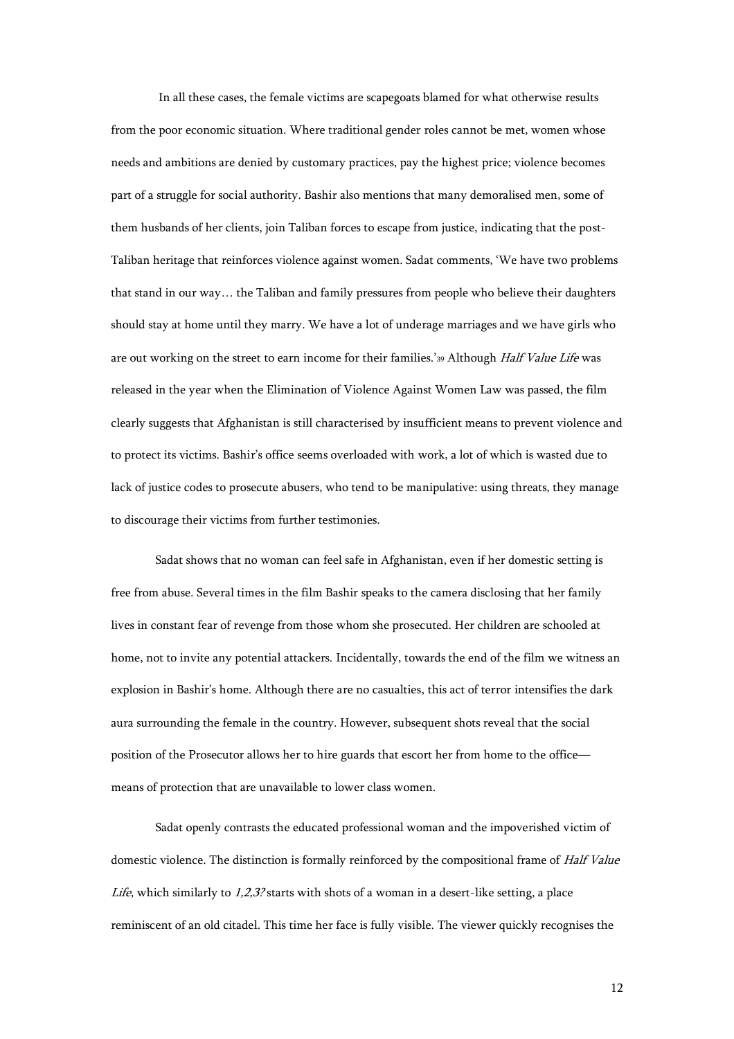In all these cases, the female victims are scapegoats blamed for what otherwise results from the poor economic situation. Where traditional gender roles cannot be met, women whose needs and ambitions are denied by customary practices, pay the highest price; violence becomes part of a struggle for social authority. Bashir also mentions that many demoralised men, some of them husbands of her clients, join Taliban forces to escape from justice, indicating that the post-Taliban heritage that reinforces violence against women. Sadat comments, 'We have two problems that stand in our way… the Taliban and family pressures from people who believe their daughters should stay at home until they marry. We have a lot of underage marriages and we have girls who are out working on the street to earn income for their families.'[39] Although *Half Value Life* was released in the year when the Elimination of Violence Against Women Law was passed, the film clearly suggests that Afghanistan is still characterised by insufficient means to prevent violence and to protect its victims. Bashir's office seems overloaded with work, a lot of which is wasted due to lack of justice codes to prosecute abusers, who tend to be manipulative: using threats, they manage to discourage their victims from further testimonies.

Sadat shows that no woman can feel safe in Afghanistan, even if her domestic setting is free from abuse. Several times in the film Bashir speaks to the camera disclosing that her family lives in constant fear of revenge from those whom she prosecuted. Her children are schooled at home, not to invite any potential attackers. Incidentally, towards the end of the film we witness an explosion in Bashir's home. Although there are no casualties, this act of terror intensifies the dark aura surrounding the female in the country. However, subsequent shots reveal that the social position of the Prosecutor allows her to hire guards that escort her from home to the office—means of protection that are unavailable to lower class women.

Sadat openly contrasts the educated professional woman and the impoverished victim of domestic violence. The distinction is formally reinforced by the compositional frame of *Half Value Life*, which similarly to *1,2,3?* starts with shots of a woman in a desert-like setting, a place reminiscent of an old citadel. This time her face is fully visible. The viewer quickly recognises the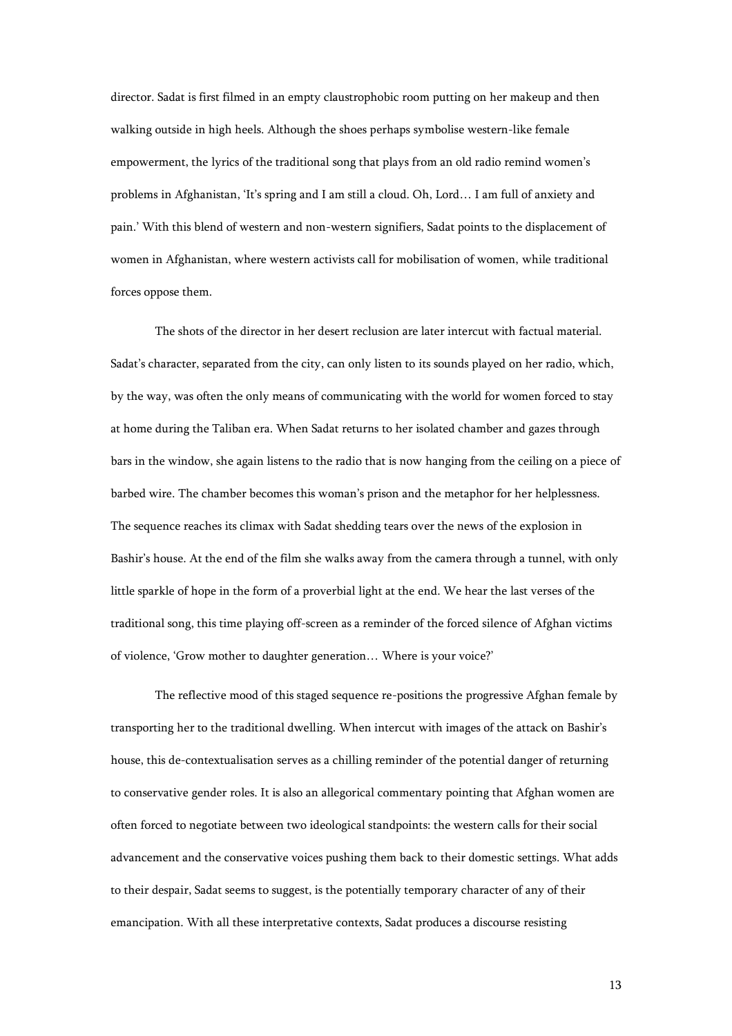director. Sadat is first filmed in an empty claustrophobic room putting on her makeup and then walking outside in high heels. Although the shoes perhaps symbolise western-like female empowerment, the lyrics of the traditional song that plays from an old radio remind women's problems in Afghanistan, 'It's spring and I am still a cloud. Oh, Lord… I am full of anxiety and pain.' With this blend of western and non-western signifiers, Sadat points to the displacement of women in Afghanistan, where western activists call for mobilisation of women, while traditional forces oppose them.

The shots of the director in her desert reclusion are later intercut with factual material. Sadat's character, separated from the city, can only listen to its sounds played on her radio, which, by the way, was often the only means of communicating with the world for women forced to stay at home during the Taliban era. When Sadat returns to her isolated chamber and gazes through bars in the window, she again listens to the radio that is now hanging from the ceiling on a piece of barbed wire. The chamber becomes this woman's prison and the metaphor for her helplessness. The sequence reaches its climax with Sadat shedding tears over the news of the explosion in Bashir's house. At the end of the film she walks away from the camera through a tunnel, with only little sparkle of hope in the form of a proverbial light at the end. We hear the last verses of the traditional song, this time playing off-screen as a reminder of the forced silence of Afghan victims of violence, 'Grow mother to daughter generation… Where is your voice?'

The reflective mood of this staged sequence re-positions the progressive Afghan female by transporting her to the traditional dwelling. When intercut with images of the attack on Bashir's house, this de-contextualisation serves as a chilling reminder of the potential danger of returning to conservative gender roles. It is also an allegorical commentary pointing that Afghan women are often forced to negotiate between two ideological standpoints: the western calls for their social advancement and the conservative voices pushing them back to their domestic settings. What adds to their despair, Sadat seems to suggest, is the potentially temporary character of any of their emancipation. With all these interpretative contexts, Sadat produces a discourse resisting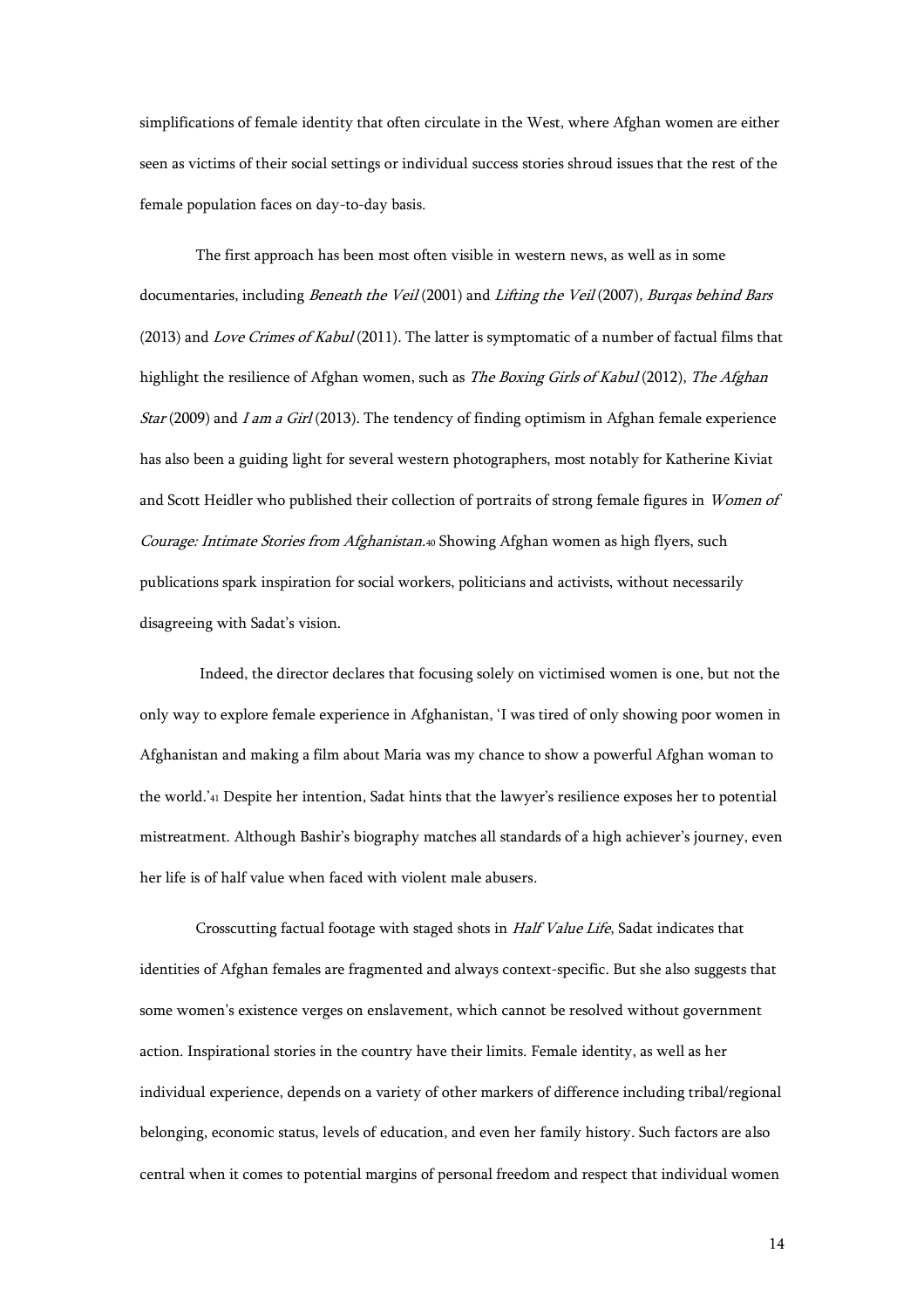simplifications of female identity that often circulate in the West, where Afghan women are either seen as victims of their social settings or individual success stories shroud issues that the rest of the female population faces on day-to-day basis.

The first approach has been most often visible in western news, as well as in some documentaries, including *Beneath the Veil* (2001) and *Lifting the Veil* (2007), *Burqas behind Bars* (2013) and *Love Crimes of Kabul* (2011). The latter is symptomatic of a number of factual films that highlight the resilience of Afghan women, such as *The Boxing Girls of Kabul* (2012), *The Afghan Star* (2009) and *I am a Girl* (2013). The tendency of finding optimism in Afghan female experience has also been a guiding light for several western photographers, most notably for Katherine Kiviat and Scott Heidler who published their collection of portraits of strong female figures in *Women of Courage: Intimate Stories from Afghanistan*.[40] Showing Afghan women as high flyers, such publications spark inspiration for social workers, politicians and activists, without necessarily disagreeing with Sadat's vision.

Indeed, the director declares that focusing solely on victimised women is one, but not the only way to explore female experience in Afghanistan, 'I was tired of only showing poor women in Afghanistan and making a film about Maria was my chance to show a powerful Afghan woman to the world.'[41] Despite her intention, Sadat hints that the lawyer's resilience exposes her to potential mistreatment. Although Bashir's biography matches all standards of a high achiever's journey, even her life is of half value when faced with violent male abusers.

Crosscutting factual footage with staged shots in *Half Value Life*, Sadat indicates that identities of Afghan females are fragmented and always context-specific. But she also suggests that some women's existence verges on enslavement, which cannot be resolved without government action. Inspirational stories in the country have their limits. Female identity, as well as her individual experience, depends on a variety of other markers of difference including tribal/regional belonging, economic status, levels of education, and even her family history. Such factors are also central when it comes to potential margins of personal freedom and respect that individual women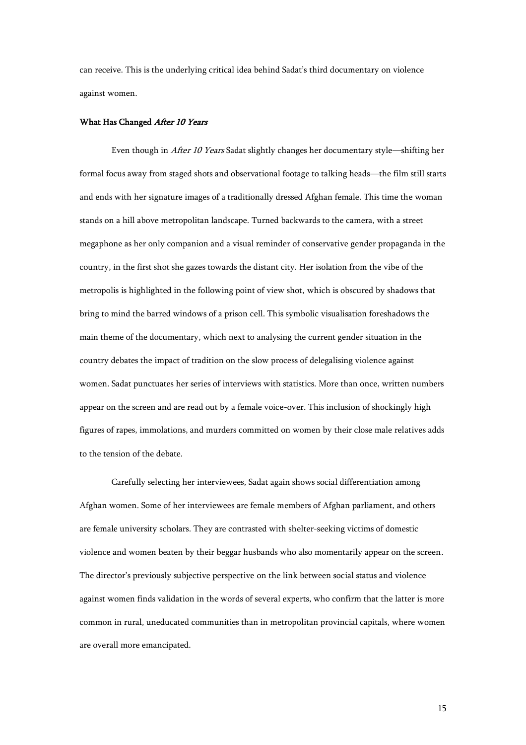can receive. This is the underlying critical idea behind Sadat's third documentary on violence against women.

### What Has Changed *After 10 Years*

Even though in *After 10 Years* Sadat slightly changes her documentary style—shifting her formal focus away from staged shots and observational footage to talking heads—the film still starts and ends with her signature images of a traditionally dressed Afghan female. This time the woman stands on a hill above metropolitan landscape. Turned backwards to the camera, with a street megaphone as her only companion and a visual reminder of conservative gender propaganda in the country, in the first shot she gazes towards the distant city. Her isolation from the vibe of the metropolis is highlighted in the following point of view shot, which is obscured by shadows that bring to mind the barred windows of a prison cell. This symbolic visualisation foreshadows the main theme of the documentary, which next to analysing the current gender situation in the country debates the impact of tradition on the slow process of delegalising violence against women. Sadat punctuates her series of interviews with statistics. More than once, written numbers appear on the screen and are read out by a female voice-over. This inclusion of shockingly high figures of rapes, immolations, and murders committed on women by their close male relatives adds to the tension of the debate.

Carefully selecting her interviewees, Sadat again shows social differentiation among Afghan women. Some of her interviewees are female members of Afghan parliament, and others are female university scholars. They are contrasted with shelter-seeking victims of domestic violence and women beaten by their beggar husbands who also momentarily appear on the screen. The director's previously subjective perspective on the link between social status and violence against women finds validation in the words of several experts, who confirm that the latter is more common in rural, uneducated communities than in metropolitan provincial capitals, where women are overall more emancipated.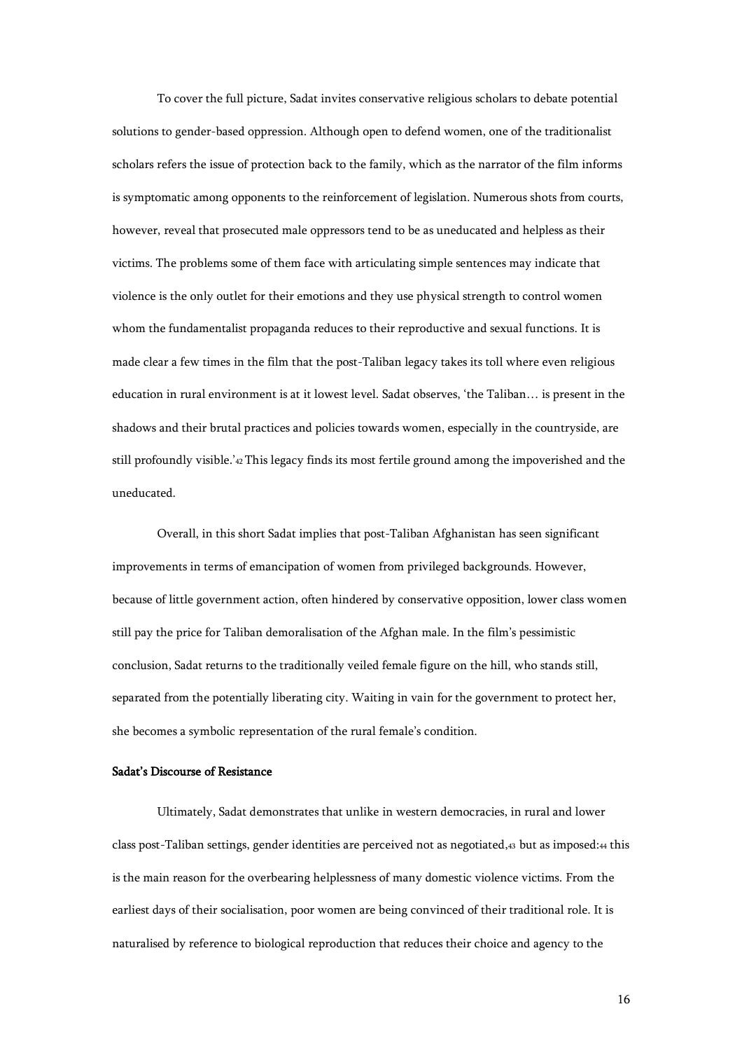To cover the full picture, Sadat invites conservative religious scholars to debate potential solutions to gender-based oppression. Although open to defend women, one of the traditionalist scholars refers the issue of protection back to the family, which as the narrator of the film informs is symptomatic among opponents to the reinforcement of legislation. Numerous shots from courts, however, reveal that prosecuted male oppressors tend to be as uneducated and helpless as their victims. The problems some of them face with articulating simple sentences may indicate that violence is the only outlet for their emotions and they use physical strength to control women whom the fundamentalist propaganda reduces to their reproductive and sexual functions. It is made clear a few times in the film that the post-Taliban legacy takes its toll where even religious education in rural environment is at it lowest level. Sadat observes, 'the Taliban… is present in the shadows and their brutal practices and policies towards women, especially in the countryside, are still profoundly visible.'[42] This legacy finds its most fertile ground among the impoverished and the uneducated.

Overall, in this short Sadat implies that post-Taliban Afghanistan has seen significant improvements in terms of emancipation of women from privileged backgrounds. However, because of little government action, often hindered by conservative opposition, lower class women still pay the price for Taliban demoralisation of the Afghan male. In the film's pessimistic conclusion, Sadat returns to the traditionally veiled female figure on the hill, who stands still, separated from the potentially liberating city. Waiting in vain for the government to protect her, she becomes a symbolic representation of the rural female's condition.

**Sadat's Discourse of Resistance**

Ultimately, Sadat demonstrates that unlike in western democracies, in rural and lower class post-Taliban settings, gender identities are perceived not as negotiated,[43] but as imposed:[44] this is the main reason for the overbearing helplessness of many domestic violence victims. From the earliest days of their socialisation, poor women are being convinced of their traditional role. It is naturalised by reference to biological reproduction that reduces their choice and agency to the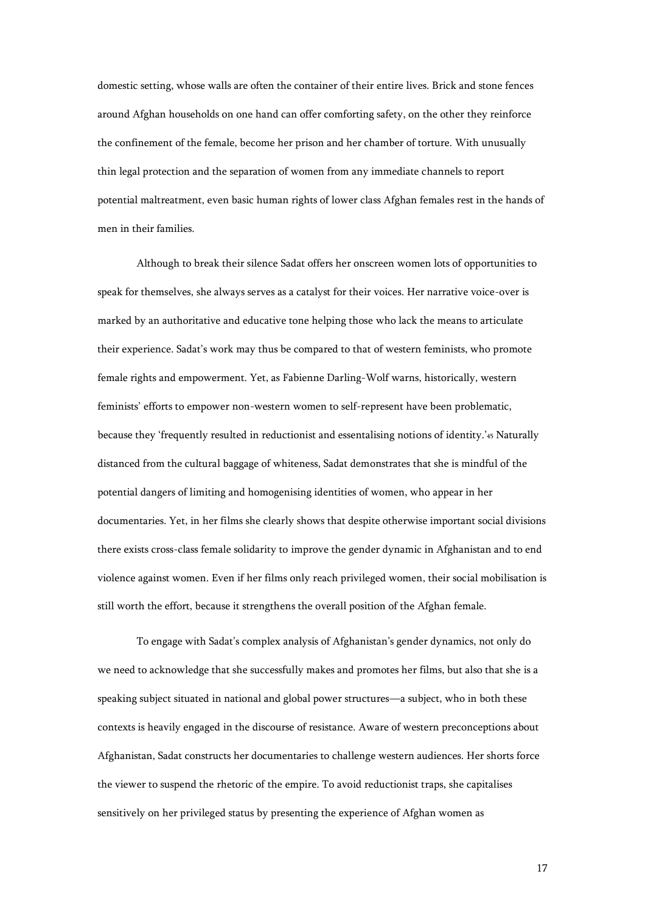domestic setting, whose walls are often the container of their entire lives. Brick and stone fences around Afghan households on one hand can offer comforting safety, on the other they reinforce the confinement of the female, become her prison and her chamber of torture. With unusually thin legal protection and the separation of women from any immediate channels to report potential maltreatment, even basic human rights of lower class Afghan females rest in the hands of men in their families.

Although to break their silence Sadat offers her onscreen women lots of opportunities to speak for themselves, she always serves as a catalyst for their voices. Her narrative voice-over is marked by an authoritative and educative tone helping those who lack the means to articulate their experience. Sadat's work may thus be compared to that of western feminists, who promote female rights and empowerment. Yet, as Fabienne Darling-Wolf warns, historically, western feminists' efforts to empower non-western women to self-represent have been problematic, because they 'frequently resulted in reductionist and essentalising notions of identity.'[45] Naturally distanced from the cultural baggage of whiteness, Sadat demonstrates that she is mindful of the potential dangers of limiting and homogenising identities of women, who appear in her documentaries. Yet, in her films she clearly shows that despite otherwise important social divisions there exists cross-class female solidarity to improve the gender dynamic in Afghanistan and to end violence against women. Even if her films only reach privileged women, their social mobilisation is still worth the effort, because it strengthens the overall position of the Afghan female.

To engage with Sadat's complex analysis of Afghanistan's gender dynamics, not only do we need to acknowledge that she successfully makes and promotes her films, but also that she is a speaking subject situated in national and global power structures—a subject, who in both these contexts is heavily engaged in the discourse of resistance. Aware of western preconceptions about Afghanistan, Sadat constructs her documentaries to challenge western audiences. Her shorts force the viewer to suspend the rhetoric of the empire. To avoid reductionist traps, she capitalises sensitively on her privileged status by presenting the experience of Afghan women as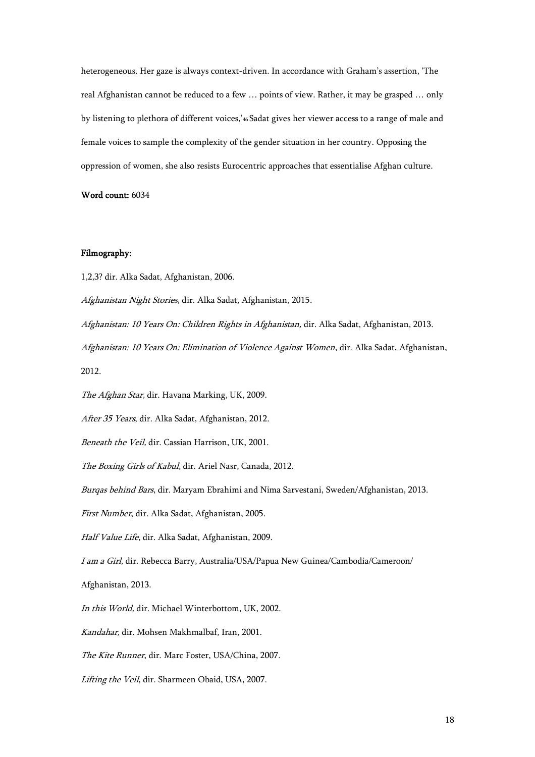heterogeneous. Her gaze is always context-driven. In accordance with Graham's assertion, 'The real Afghanistan cannot be reduced to a few … points of view. Rather, it may be grasped … only by listening to plethora of different voices,'[46] Sadat gives her viewer access to a range of male and female voices to sample the complexity of the gender situation in her country. Opposing the oppression of women, she also resists Eurocentric approaches that essentialise Afghan culture.

**Word count:** 6034

**Filmography:**

1,2,3? dir. Alka Sadat, Afghanistan, 2006.

*Afghanistan Night Stories*, dir. Alka Sadat, Afghanistan, 2015.

*Afghanistan: 10 Years On: Children Rights in Afghanistan,* dir. Alka Sadat, Afghanistan, 2013.

*Afghanistan: 10 Years On: Elimination of Violence Against Women*, dir. Alka Sadat, Afghanistan, 2012.

*The Afghan Star,* dir. Havana Marking, UK, 2009.

*After 35 Years*, dir. Alka Sadat, Afghanistan, 2012.

*Beneath the Veil,* dir. Cassian Harrison, UK, 2001.

*The Boxing Girls of Kabul*, dir. Ariel Nasr, Canada, 2012.

*Burqas behind Bars*, dir. Maryam Ebrahimi and Nima Sarvestani, Sweden/Afghanistan, 2013.

*First Number*, dir. Alka Sadat, Afghanistan, 2005.

*Half Value Life*, dir. Alka Sadat, Afghanistan, 2009.

*I am a Girl*, dir. Rebecca Barry, Australia/USA/Papua New Guinea/Cambodia/Cameroon/ Afghanistan, 2013.

*In this World,* dir. Michael Winterbottom, UK, 2002.

*Kandahar,* dir. Mohsen Makhmalbaf, Iran, 2001.

*The Kite Runner*, dir. Marc Foster, USA/China, 2007.

*Lifting the Veil*, dir. Sharmeen Obaid, USA, 2007.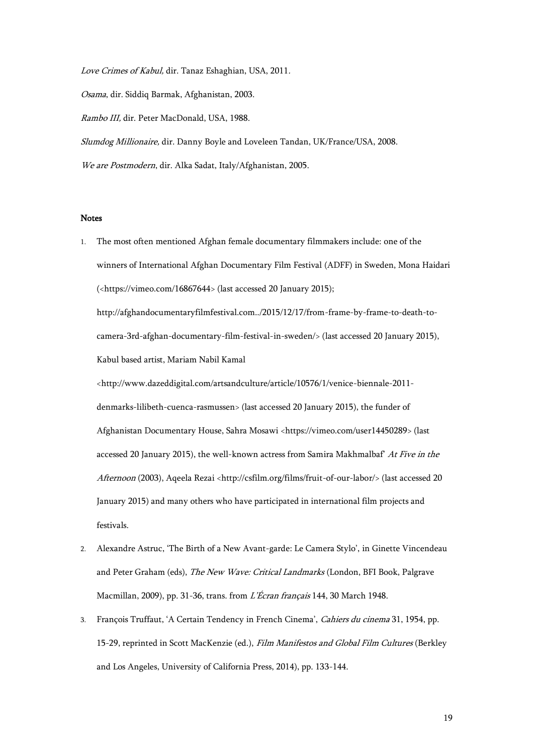*Love Crimes of Kabul,* dir. Tanaz Eshaghian, USA, 2011.

*Osama*, dir. Siddiq Barmak, Afghanistan, 2003.

*Rambo III,* dir. Peter MacDonald, USA, 1988.

*Slumdog Millionaire,* dir. Danny Boyle and Loveleen Tandan, UK/France/USA, 2008.

*We are Postmodern*, dir. Alka Sadat, Italy/Afghanistan, 2005.

## Notes

1. The most often mentioned Afghan female documentary filmmakers include: one of the winners of International Afghan Documentary Film Festival (ADFF) in Sweden, Mona Haidari (<https://vimeo.com/16867644> (last accessed 20 January 2015); http://afghandocumentaryfilmfestival.com../2015/12/17/from-frame-by-frame-to-death-to-camera-3rd-afghan-documentary-film-festival-in-sweden/> (last accessed 20 January 2015), Kabul based artist, Mariam Nabil Kamal <http://www.dazeddigital.com/artsandculture/article/10576/1/venice-biennale-2011-denmarks-lilibeth-cuenca-rasmussen> (last accessed 20 January 2015), the funder of Afghanistan Documentary House, Sahra Mosawi <https://vimeo.com/user14450289> (last accessed 20 January 2015), the well-known actress from Samira Makhmalbaf' *At Five in the Afternoon* (2003), Aqeela Rezai <http://csfilm.org/films/fruit-of-our-labor/> (last accessed 20 January 2015) and many others who have participated in international film projects and festivals.
2. Alexandre Astruc, 'The Birth of a New Avant-garde: Le Camera Stylo', in Ginette Vincendeau and Peter Graham (eds), *The New Wave: Critical Landmarks* (London, BFI Book, Palgrave Macmillan, 2009), pp. 31-36, trans. from *L'Écran français* 144, 30 March 1948.
3. François Truffaut, 'A Certain Tendency in French Cinema', *Cahiers du cinema* 31, 1954, pp. 15-29, reprinted in Scott MacKenzie (ed.), *Film Manifestos and Global Film Cultures* (Berkley and Los Angeles, University of California Press, 2014), pp. 133-144.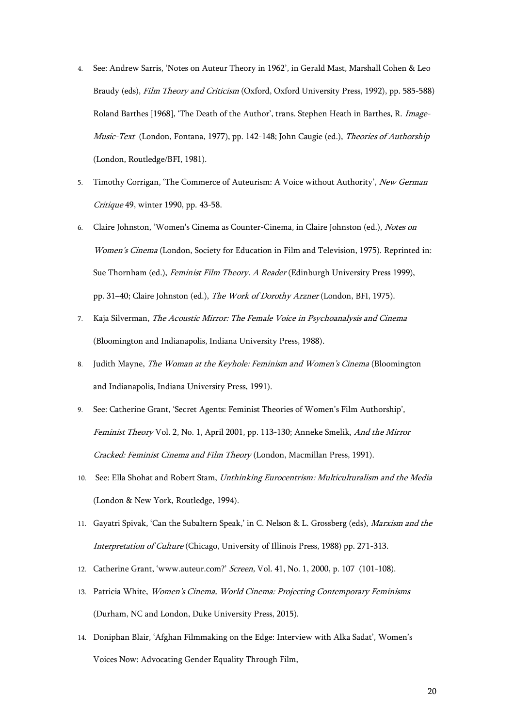4. See: Andrew Sarris, 'Notes on Auteur Theory in 1962', in Gerald Mast, Marshall Cohen & Leo Braudy (eds), *Film Theory and Criticism* (Oxford, Oxford University Press, 1992), pp. 585-588) Roland Barthes [1968], 'The Death of the Author', trans. Stephen Heath in Barthes, R. *Image-Music-Text* (London, Fontana, 1977), pp. 142-148; John Caugie (ed.), *Theories of Authorship* (London, Routledge/BFI, 1981).
5. Timothy Corrigan, 'The Commerce of Auteurism: A Voice without Authority', *New German Critique* 49, winter 1990, pp. 43-58.
6. Claire Johnston, 'Women's Cinema as Counter-Cinema, in Claire Johnston (ed.), *Notes on Women's Cinema* (London, Society for Education in Film and Television, 1975). Reprinted in: Sue Thornham (ed.), *Feminist Film Theory. A Reader* (Edinburgh University Press 1999), pp. 31–40; Claire Johnston (ed.), *The Work of Dorothy Arzner* (London, BFI, 1975).
7. Kaja Silverman, *The Acoustic Mirror: The Female Voice in Psychoanalysis and Cinema* (Bloomington and Indianapolis, Indiana University Press, 1988).
8. Judith Mayne, *The Woman at the Keyhole: Feminism and Women's Cinema* (Bloomington and Indianapolis, Indiana University Press, 1991).
9. See: Catherine Grant, 'Secret Agents: Feminist Theories of Women's Film Authorship', *Feminist Theory* Vol. 2, No. 1, April 2001, pp. 113-130; Anneke Smelik, *And the Mirror Cracked: Feminist Cinema and Film Theory* (London, Macmillan Press, 1991).
10. See: Ella Shohat and Robert Stam, *Unthinking Eurocentrism: Multiculturalism and the Media* (London & New York, Routledge, 1994).
11. Gayatri Spivak, 'Can the Subaltern Speak,' in C. Nelson & L. Grossberg (eds), *Marxism and the Interpretation of Culture* (Chicago, University of Illinois Press, 1988) pp. 271-313.
12. Catherine Grant, 'www.auteur.com?' *Screen,* Vol. 41, No. 1, 2000, p. 107 (101-108).
13. Patricia White, *Women's Cinema, World Cinema: Projecting Contemporary Feminisms* (Durham, NC and London, Duke University Press, 2015).
14. Doniphan Blair, 'Afghan Filmmaking on the Edge: Interview with Alka Sadat', Women's Voices Now: Advocating Gender Equality Through Film,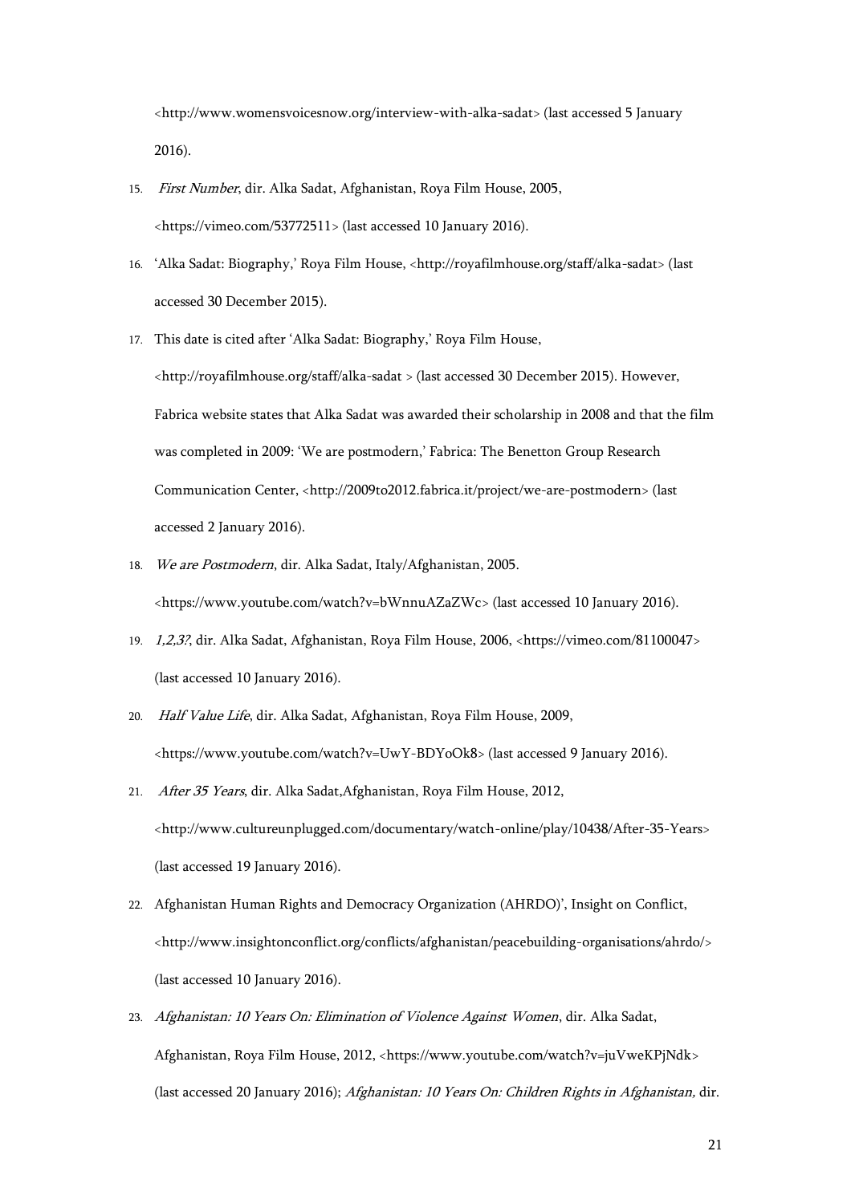<http://www.womensvoicesnow.org/interview-with-alka-sadat> (last accessed 5 January 2016).

15. *First Number*, dir. Alka Sadat, Afghanistan, Roya Film House, 2005, <https://vimeo.com/53772511> (last accessed 10 January 2016).
16. 'Alka Sadat: Biography,' Roya Film House, <http://royafilmhouse.org/staff/alka-sadat> (last accessed 30 December 2015).
17. This date is cited after 'Alka Sadat: Biography,' Roya Film House, <http://royafilmhouse.org/staff/alka-sadat > (last accessed 30 December 2015). However, Fabrica website states that Alka Sadat was awarded their scholarship in 2008 and that the film was completed in 2009: 'We are postmodern,' Fabrica: The Benetton Group Research Communication Center, <http://2009to2012.fabrica.it/project/we-are-postmodern> (last accessed 2 January 2016).
18. *We are Postmodern*, dir. Alka Sadat, Italy/Afghanistan, 2005. <https://www.youtube.com/watch?v=bWnnuAZaZWc> (last accessed 10 January 2016).
19. *1,2,3?*, dir. Alka Sadat, Afghanistan, Roya Film House, 2006, <https://vimeo.com/81100047> (last accessed 10 January 2016).
20. *Half Value Life*, dir. Alka Sadat, Afghanistan, Roya Film House, 2009, <https://www.youtube.com/watch?v=UwY-BDYoOk8> (last accessed 9 January 2016).
21. *After 35 Years*, dir. Alka Sadat,Afghanistan, Roya Film House, 2012, <http://www.cultureunplugged.com/documentary/watch-online/play/10438/After-35-Years> (last accessed 19 January 2016).
22. Afghanistan Human Rights and Democracy Organization (AHRDO)', Insight on Conflict, <http://www.insightonconflict.org/conflicts/afghanistan/peacebuilding-organisations/ahrdo/> (last accessed 10 January 2016).
23. *Afghanistan: 10 Years On: Elimination of Violence Against Women*, dir. Alka Sadat, Afghanistan, Roya Film House, 2012, <https://www.youtube.com/watch?v=juVweKPjNdk> (last accessed 20 January 2016); *Afghanistan: 10 Years On: Children Rights in Afghanistan,* dir.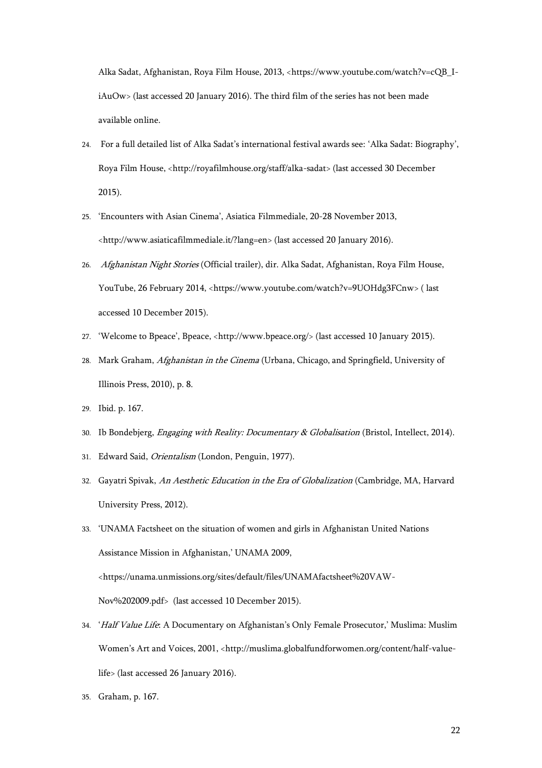Alka Sadat, Afghanistan, Roya Film House, 2013, <https://www.youtube.com/watch?v=cQB_I-iAuOw> (last accessed 20 January 2016). The third film of the series has not been made available online.

24. For a full detailed list of Alka Sadat's international festival awards see: 'Alka Sadat: Biography', Roya Film House, <http://royafilmhouse.org/staff/alka-sadat> (last accessed 30 December 2015).
25. 'Encounters with Asian Cinema', Asiatica Filmmediale, 20-28 November 2013, <http://www.asiaticafilmmediale.it/?lang=en> (last accessed 20 January 2016).
26. *Afghanistan Night Stories* (Official trailer), dir. Alka Sadat, Afghanistan, Roya Film House, YouTube, 26 February 2014, <https://www.youtube.com/watch?v=9UOHdg3FCnw> ( last accessed 10 December 2015).
27. 'Welcome to Bpeace', Bpeace, <http://www.bpeace.org/> (last accessed 10 January 2015).
28. Mark Graham, *Afghanistan in the Cinema* (Urbana, Chicago, and Springfield, University of Illinois Press, 2010), p. 8.
29. Ibid. p. 167.
30. Ib Bondebjerg, *Engaging with Reality: Documentary & Globalisation* (Bristol, Intellect, 2014).
31. Edward Said, *Orientalism* (London, Penguin, 1977).
32. Gayatri Spivak, *An Aesthetic Education in the Era of Globalization* (Cambridge, MA, Harvard University Press, 2012).
33. 'UNAMA Factsheet on the situation of women and girls in Afghanistan United Nations Assistance Mission in Afghanistan,' UNAMA 2009, <https://unama.unmissions.org/sites/default/files/UNAMAfactsheet%20VAW-Nov%202009.pdf> (last accessed 10 December 2015).
34. '*Half Value Life*: A Documentary on Afghanistan's Only Female Prosecutor,' Muslima: Muslim Women's Art and Voices, 2001, <http://muslima.globalfundforwomen.org/content/half-value-life> (last accessed 26 January 2016).
35. Graham, p. 167.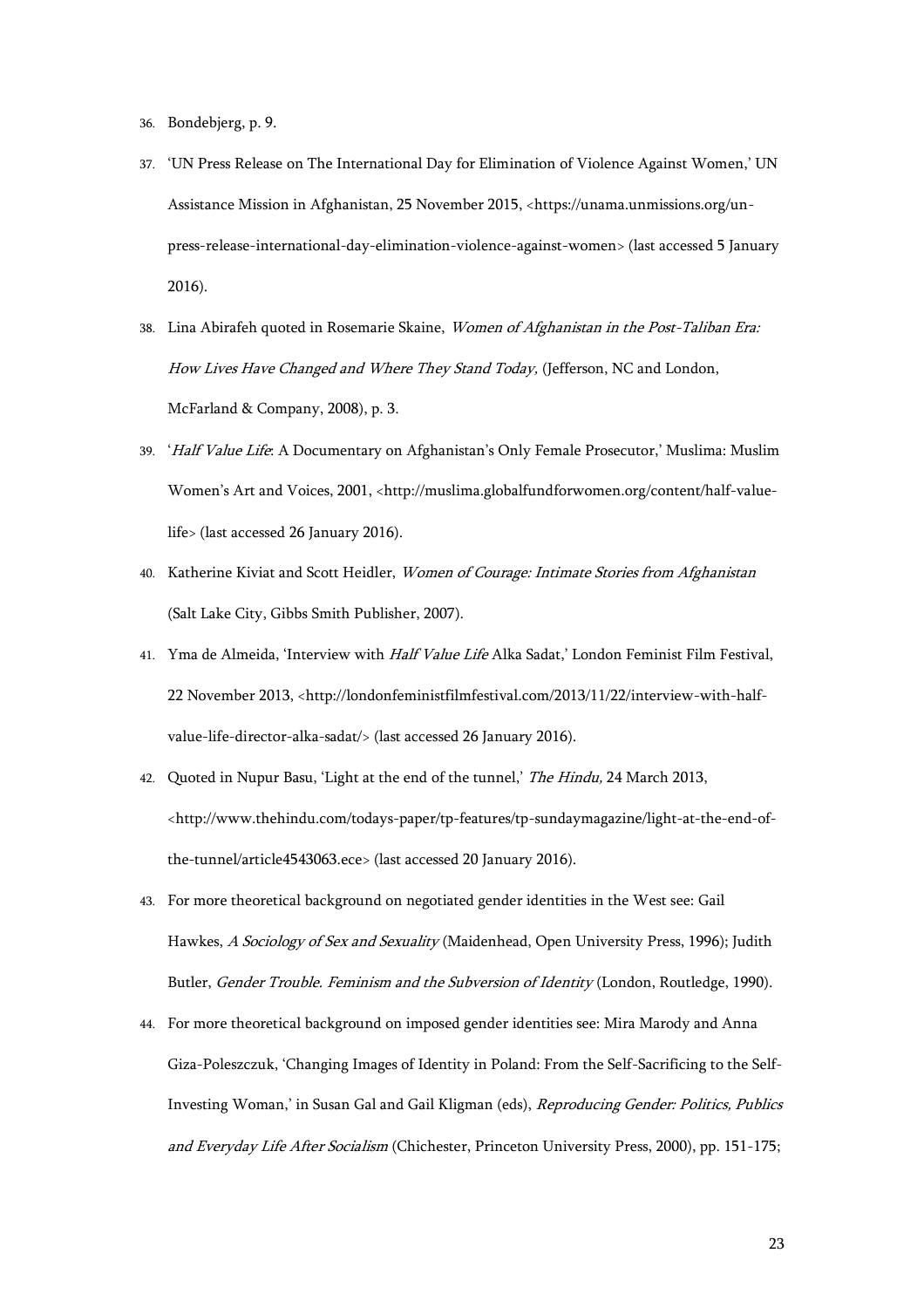36. Bondebjerg, p. 9.
37. 'UN Press Release on The International Day for Elimination of Violence Against Women,' UN Assistance Mission in Afghanistan, 25 November 2015, <https://unama.unmissions.org/un-press-release-international-day-elimination-violence-against-women> (last accessed 5 January 2016).
38. Lina Abirafeh quoted in Rosemarie Skaine, *Women of Afghanistan in the Post-Taliban Era: How Lives Have Changed and Where They Stand Today,* (Jefferson, NC and London, McFarland & Company, 2008), p. 3.
39. '*Half Value Life*: A Documentary on Afghanistan's Only Female Prosecutor,' Muslima: Muslim Women's Art and Voices, 2001, <http://muslima.globalfundforwomen.org/content/half-value-life> (last accessed 26 January 2016).
40. Katherine Kiviat and Scott Heidler, *Women of Courage: Intimate Stories from Afghanistan* (Salt Lake City, Gibbs Smith Publisher, 2007).
41. Yma de Almeida, 'Interview with *Half Value Life* Alka Sadat,' London Feminist Film Festival, 22 November 2013, <http://londonfeministfilmfestival.com/2013/11/22/interview-with-half-value-life-director-alka-sadat/> (last accessed 26 January 2016).
42. Quoted in Nupur Basu, 'Light at the end of the tunnel,' *The Hindu,* 24 March 2013, <http://www.thehindu.com/todays-paper/tp-features/tp-sundaymagazine/light-at-the-end-of-the-tunnel/article4543063.ece> (last accessed 20 January 2016).
43. For more theoretical background on negotiated gender identities in the West see: Gail Hawkes, *A Sociology of Sex and Sexuality* (Maidenhead, Open University Press, 1996); Judith Butler, *Gender Trouble. Feminism and the Subversion of Identity* (London, Routledge, 1990).
44. For more theoretical background on imposed gender identities see: Mira Marody and Anna Giza-Poleszczuk, 'Changing Images of Identity in Poland: From the Self-Sacrificing to the Self-Investing Woman,' in Susan Gal and Gail Kligman (eds), *Reproducing Gender: Politics, Publics and Everyday Life After Socialism* (Chichester, Princeton University Press, 2000), pp. 151-175;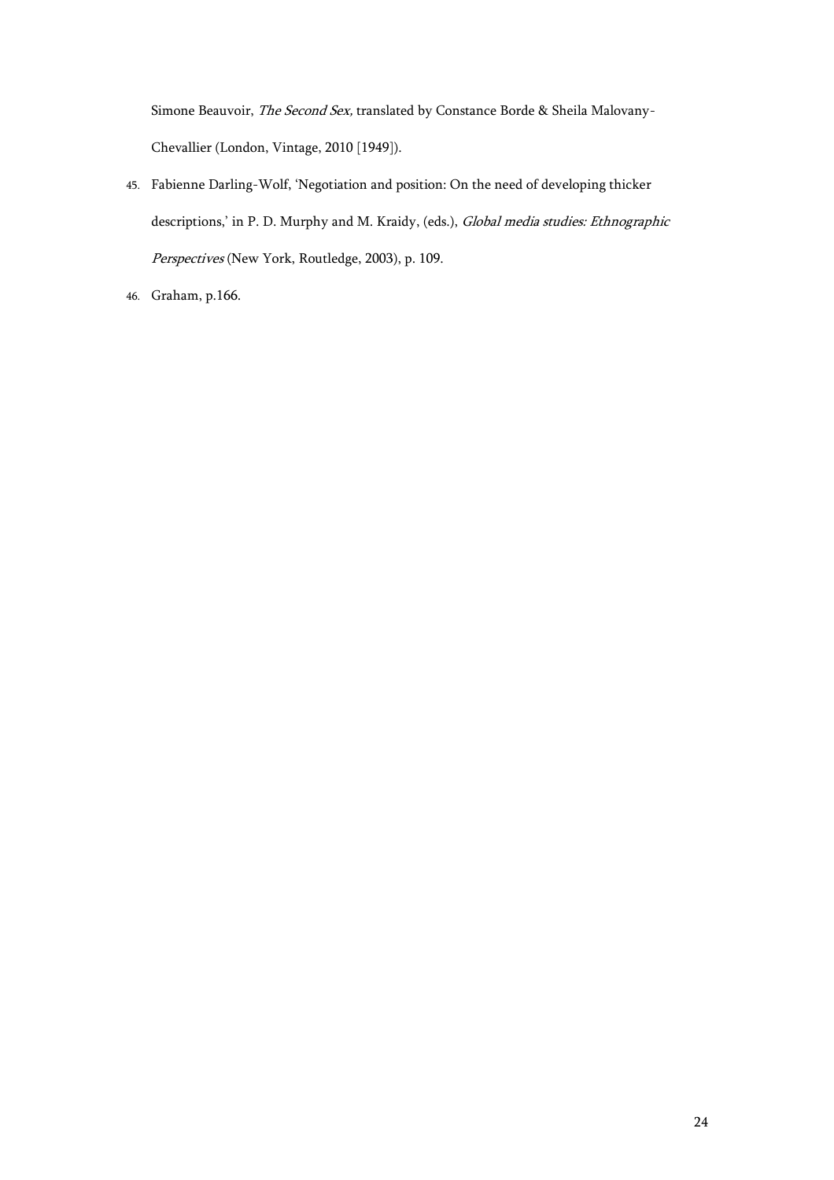Simone Beauvoir, *The Second Sex,* translated by Constance Borde & Sheila Malovany-Chevallier (London, Vintage, 2010 [1949]).

45. Fabienne Darling-Wolf, 'Negotiation and position: On the need of developing thicker descriptions,' in P. D. Murphy and M. Kraidy, (eds.), *Global media studies: Ethnographic Perspectives* (New York, Routledge, 2003), p. 109.

46. Graham, p.166.